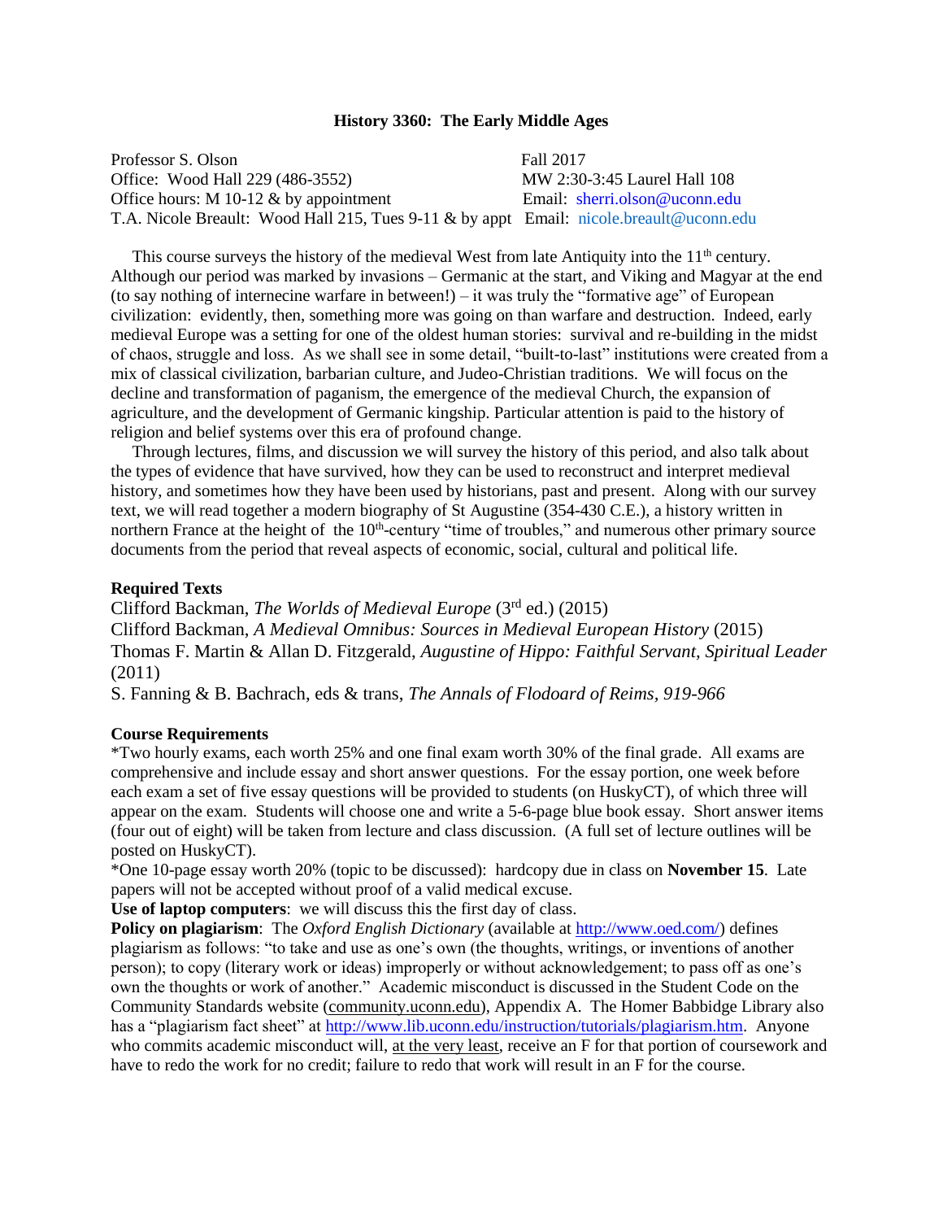# History 3360: The Early Middle Ages

Professor S. Olson — Fall 2017
Office: Wood Hall 229 (486-3552) — MW 2:30-3:45 Laurel Hall 108
Office hours: M 10-12 & by appointment — Email: sherri.olson@uconn.edu
T.A. Nicole Breault: Wood Hall 215, Tues 9-11 & by appt — Email: nicole.breault@uconn.edu

This course surveys the history of the medieval West from late Antiquity into the 11th century. Although our period was marked by invasions – Germanic at the start, and Viking and Magyar at the end (to say nothing of internecine warfare in between!) – it was truly the "formative age" of European civilization: evidently, then, something more was going on than warfare and destruction. Indeed, early medieval Europe was a setting for one of the oldest human stories: survival and re-building in the midst of chaos, struggle and loss. As we shall see in some detail, "built-to-last" institutions were created from a mix of classical civilization, barbarian culture, and Judeo-Christian traditions. We will focus on the decline and transformation of paganism, the emergence of the medieval Church, the expansion of agriculture, and the development of Germanic kingship. Particular attention is paid to the history of religion and belief systems over this era of profound change.

Through lectures, films, and discussion we will survey the history of this period, and also talk about the types of evidence that have survived, how they can be used to reconstruct and interpret medieval history, and sometimes how they have been used by historians, past and present. Along with our survey text, we will read together a modern biography of St Augustine (354-430 C.E.), a history written in northern France at the height of the 10th-century "time of troubles," and numerous other primary source documents from the period that reveal aspects of economic, social, cultural and political life.

**Required Texts**

Clifford Backman, *The Worlds of Medieval Europe* (3rd ed.) (2015)
Clifford Backman, *A Medieval Omnibus: Sources in Medieval European History* (2015)
Thomas F. Martin & Allan D. Fitzgerald, *Augustine of Hippo: Faithful Servant, Spiritual Leader* (2011)
S. Fanning & B. Bachrach, eds & trans, *The Annals of Flodoard of Reims, 919-966*

**Course Requirements**

*Two hourly exams, each worth 25% and one final exam worth 30% of the final grade. All exams are comprehensive and include essay and short answer questions. For the essay portion, one week before each exam a set of five essay questions will be provided to students (on HuskyCT), of which three will appear on the exam. Students will choose one and write a 5-6-page blue book essay. Short answer items (four out of eight) will be taken from lecture and class discussion. (A full set of lecture outlines will be posted on HuskyCT).

*One 10-page essay worth 20% (topic to be discussed): hardcopy due in class on **November 15**. Late papers will not be accepted without proof of a valid medical excuse.

**Use of laptop computers**: we will discuss this the first day of class.

**Policy on plagiarism**: The *Oxford English Dictionary* (available at http://www.oed.com/) defines plagiarism as follows: "to take and use as one's own (the thoughts, writings, or inventions of another person); to copy (literary work or ideas) improperly or without acknowledgement; to pass off as one's own the thoughts or work of another." Academic misconduct is discussed in the Student Code on the Community Standards website (community.uconn.edu), Appendix A. The Homer Babbidge Library also has a "plagiarism fact sheet" at http://www.lib.uconn.edu/instruction/tutorials/plagiarism.htm. Anyone who commits academic misconduct will, at the very least, receive an F for that portion of coursework and have to redo the work for no credit; failure to redo that work will result in an F for the course.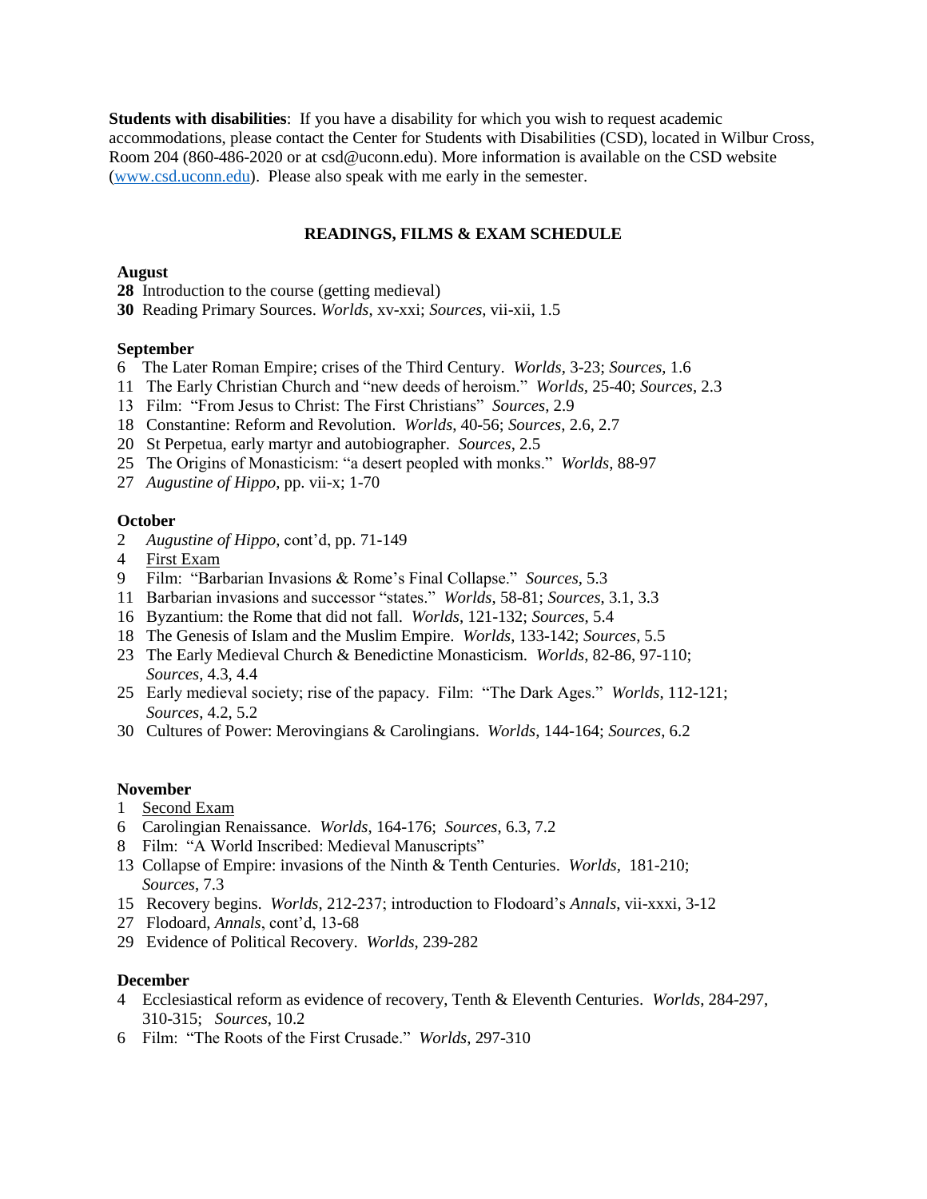**Students with disabilities**: If you have a disability for which you wish to request academic accommodations, please contact the Center for Students with Disabilities (CSD), located in Wilbur Cross, Room 204 (860-486-2020 or at csd@uconn.edu). More information is available on the CSD website (www.csd.uconn.edu). Please also speak with me early in the semester.

## READINGS, FILMS & EXAM SCHEDULE

**August**

**28** Introduction to the course (getting medieval)
**30** Reading Primary Sources. *Worlds*, xv-xxi; *Sources*, vii-xii, 1.5

**September**

6 The Later Roman Empire; crises of the Third Century. *Worlds*, 3-23; *Sources*, 1.6
11 The Early Christian Church and "new deeds of heroism." *Worlds*, 25-40; *Sources*, 2.3
13 Film: "From Jesus to Christ: The First Christians" *Sources*, 2.9
18 Constantine: Reform and Revolution. *Worlds*, 40-56; *Sources*, 2.6, 2.7
20 St Perpetua, early martyr and autobiographer. *Sources*, 2.5
25 The Origins of Monasticism: "a desert peopled with monks." *Worlds*, 88-97
27 *Augustine of Hippo*, pp. vii-x; 1-70

**October**

2 *Augustine of Hippo*, cont'd, pp. 71-149
4 First Exam
9 Film: "Barbarian Invasions & Rome's Final Collapse." *Sources*, 5.3
11 Barbarian invasions and successor "states." *Worlds*, 58-81; *Sources*, 3.1, 3.3
16 Byzantium: the Rome that did not fall. *Worlds*, 121-132; *Sources*, 5.4
18 The Genesis of Islam and the Muslim Empire. *Worlds*, 133-142; *Sources*, 5.5
23 The Early Medieval Church & Benedictine Monasticism. *Worlds*, 82-86, 97-110; *Sources*, 4.3, 4.4
25 Early medieval society; rise of the papacy. Film: "The Dark Ages." *Worlds*, 112-121; *Sources*, 4.2, 5.2
30 Cultures of Power: Merovingians & Carolingians. *Worlds*, 144-164; *Sources*, 6.2

**November**

1 Second Exam
6 Carolingian Renaissance. *Worlds*, 164-176; *Sources*, 6.3, 7.2
8 Film: "A World Inscribed: Medieval Manuscripts"
13 Collapse of Empire: invasions of the Ninth & Tenth Centuries. *Worlds*, 181-210; *Sources*, 7.3
15 Recovery begins. *Worlds*, 212-237; introduction to Flodoard's *Annals*, vii-xxxi, 3-12
27 Flodoard, *Annals*, cont'd, 13-68
29 Evidence of Political Recovery. *Worlds*, 239-282

**December**

4 Ecclesiastical reform as evidence of recovery, Tenth & Eleventh Centuries. *Worlds*, 284-297, 310-315; *Sources*, 10.2
6 Film: "The Roots of the First Crusade." *Worlds*, 297-310